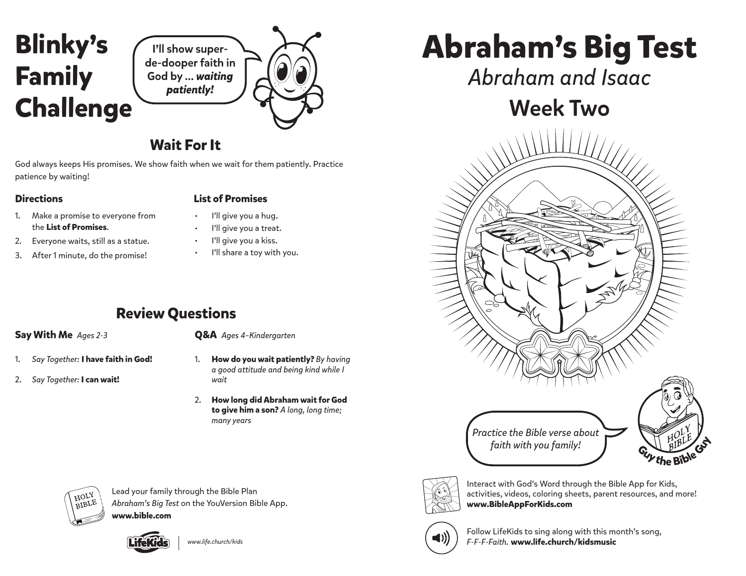# Blinky's Family Challenge

I'll show super-de-dooper faith in God by ... *waiting patiently!*

## Wait For It

God always keeps His promises. We show faith when we wait for them patiently. Practice patience by waiting!

### Directions

1. Make a promise to everyone from the **List of Promises**.
2. Everyone waits, still as a statue.
3. After 1 minute, do the promise!

### List of Promises

- I'll give you a hug.
- I'll give you a treat.
- I'll give you a kiss.
- I'll share a toy with you.

## Review Questions

### Say With Me *Ages 2-3*

1. *Say Together:* **I have faith in God!**
2. *Say Together:* **I can wait!**

### Q&A *Ages 4–Kindergarten*

1. **How do you wait patiently?** *By having a good attitude and being kind while I wait*
2. **How long did Abraham wait for God to give him a son?** *A long, long time; many years*

Lead your family through the Bible Plan *Abraham's Big Test* on the YouVersion Bible App.
**www.bible.com**

LifeKids | *www.life.church/kids*

# Abraham's Big Test

*Abraham and Isaac*

## Week Two

*Practice the Bible verse about faith with you family!*

Guy the Bible Guy

Interact with God's Word through the Bible App for Kids, activities, videos, coloring sheets, parent resources, and more!
**www.BibleAppForKids.com**

Follow LifeKids to sing along with this month's song, *F-F-F-Faith.* **www.life.church/kidsmusic**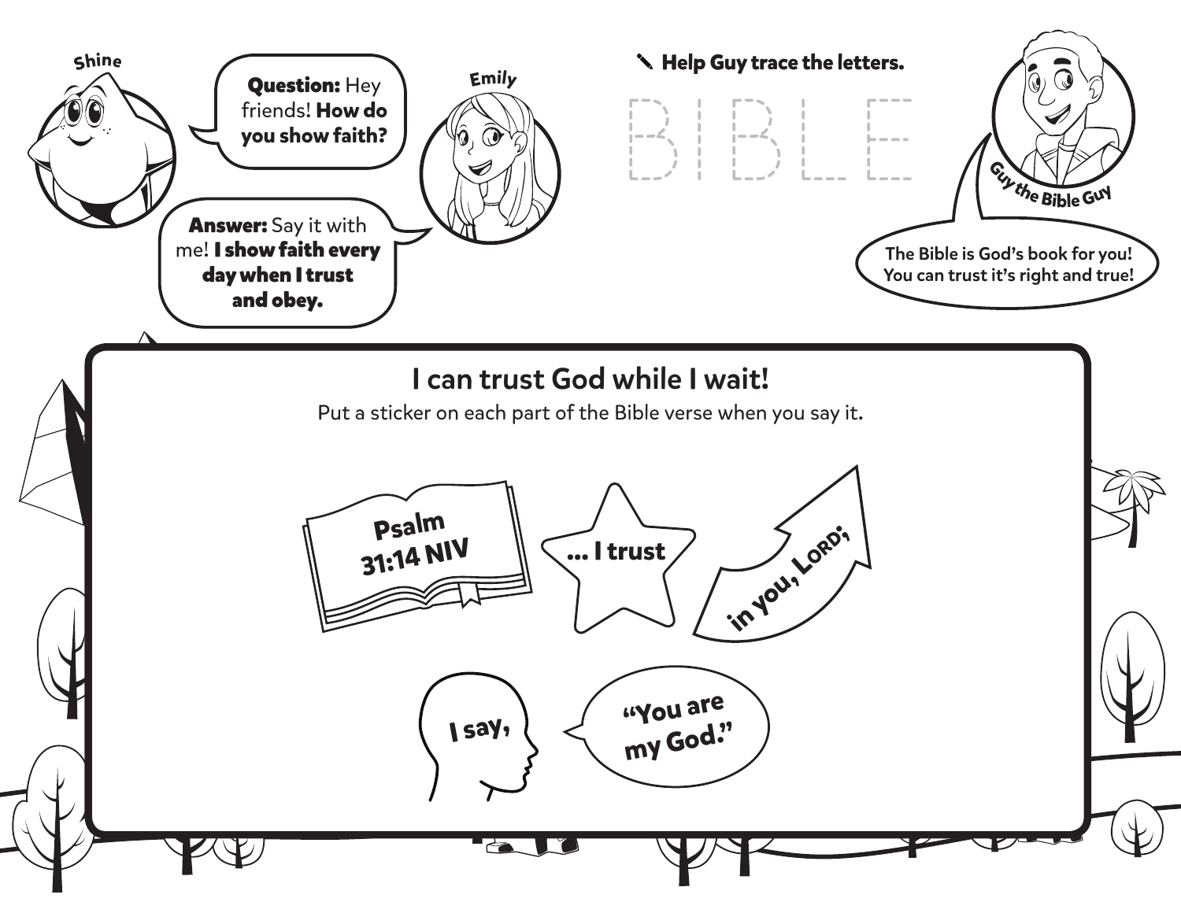Shine

**Question:** Hey friends! **How do you show faith?**

Emily

**Answer:** Say it with me! **I show faith every day when I trust and obey.**

✎ **Help Guy trace the letters.**

BIBLE

Guy the Bible Guy

**The Bible is God's book for you! You can trust it's right and true!**

## I can trust God while I wait!

Put a sticker on each part of the Bible verse when you say it.

**Psalm 31:14 NIV**

**... I trust**

**in you, LORD;**

**I say,**

**"You are my God."**